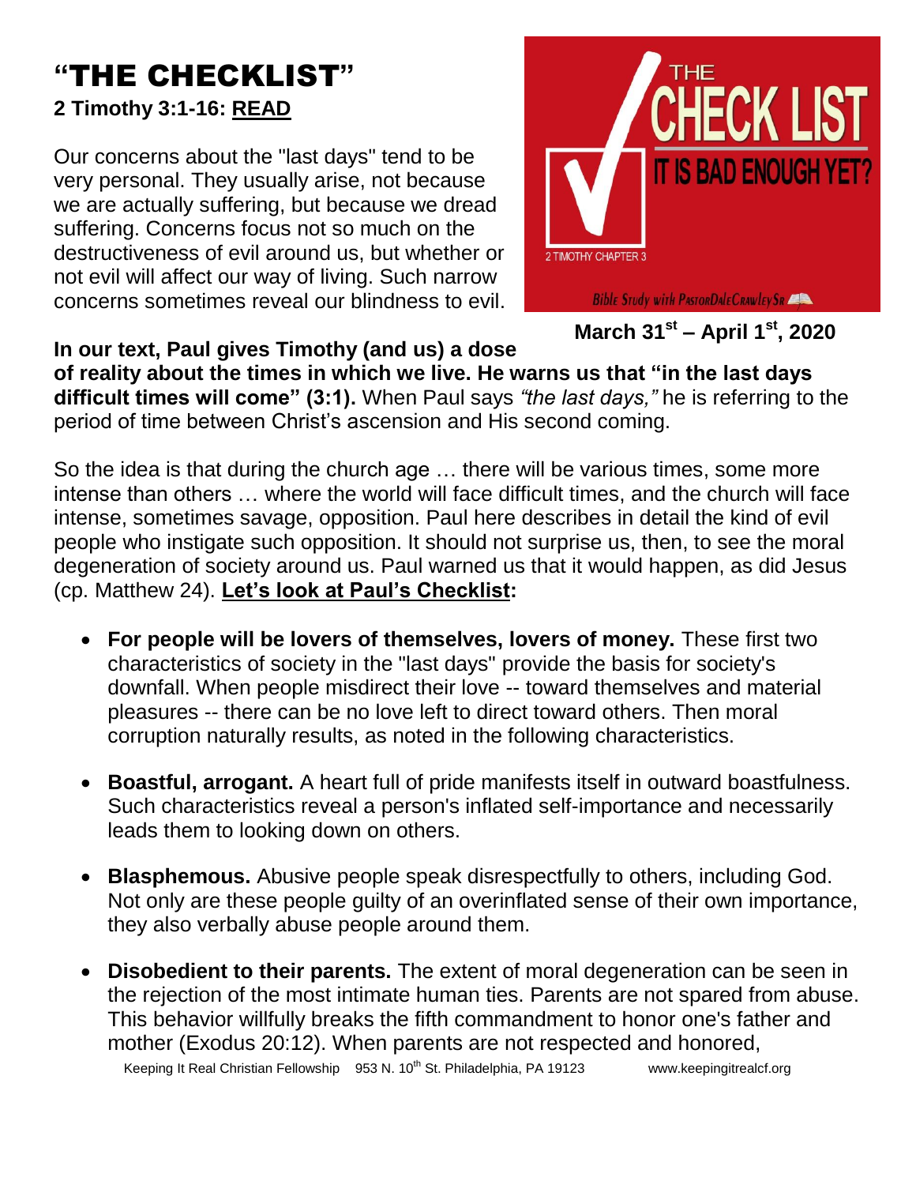# "THE CHECKLIST"

**2 Timothy 3:1-16: READ**

Our concerns about the "last days" tend to be very personal. They usually arise, not because we are actually suffering, but because we dread suffering. Concerns focus not so much on the destructiveness of evil around us, but whether or not evil will affect our way of living. Such narrow concerns sometimes reveal our blindness to evil.

THE CHECK LIST
IT IS BAD ENOUGH YET?
2 TIMOTHY CHAPTER 3
Bible Study with PastorDaleCrawleySr

**March 31st – April 1st, 2020**

**In our text, Paul gives Timothy (and us) a dose of reality about the times in which we live. He warns us that "in the last days difficult times will come" (3:1).** When Paul says *"the last days,"* he is referring to the period of time between Christ's ascension and His second coming.

So the idea is that during the church age … there will be various times, some more intense than others … where the world will face difficult times, and the church will face intense, sometimes savage, opposition. Paul here describes in detail the kind of evil people who instigate such opposition. It should not surprise us, then, to see the moral degeneration of society around us. Paul warned us that it would happen, as did Jesus (cp. Matthew 24). **Let's look at Paul's Checklist:**

- **For people will be lovers of themselves, lovers of money.** These first two characteristics of society in the "last days" provide the basis for society's downfall. When people misdirect their love -- toward themselves and material pleasures -- there can be no love left to direct toward others. Then moral corruption naturally results, as noted in the following characteristics.

- **Boastful, arrogant.** A heart full of pride manifests itself in outward boastfulness. Such characteristics reveal a person's inflated self-importance and necessarily leads them to looking down on others.

- **Blasphemous.** Abusive people speak disrespectfully to others, including God. Not only are these people guilty of an overinflated sense of their own importance, they also verbally abuse people around them.

- **Disobedient to their parents.** The extent of moral degeneration can be seen in the rejection of the most intimate human ties. Parents are not spared from abuse. This behavior willfully breaks the fifth commandment to honor one's father and mother (Exodus 20:12). When parents are not respected and honored,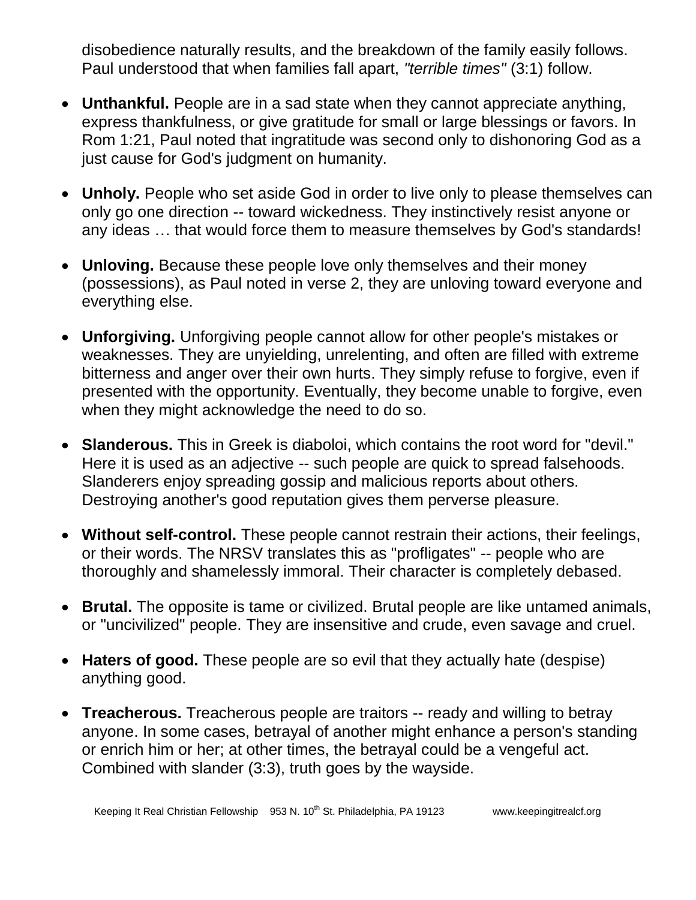disobedience naturally results, and the breakdown of the family easily follows. Paul understood that when families fall apart, *"terrible times"* (3:1) follow.

- **Unthankful.** People are in a sad state when they cannot appreciate anything, express thankfulness, or give gratitude for small or large blessings or favors. In Rom 1:21, Paul noted that ingratitude was second only to dishonoring God as a just cause for God's judgment on humanity.

- **Unholy.** People who set aside God in order to live only to please themselves can only go one direction -- toward wickedness. They instinctively resist anyone or any ideas … that would force them to measure themselves by God's standards!

- **Unloving.** Because these people love only themselves and their money (possessions), as Paul noted in verse 2, they are unloving toward everyone and everything else.

- **Unforgiving.** Unforgiving people cannot allow for other people's mistakes or weaknesses. They are unyielding, unrelenting, and often are filled with extreme bitterness and anger over their own hurts. They simply refuse to forgive, even if presented with the opportunity. Eventually, they become unable to forgive, even when they might acknowledge the need to do so.

- **Slanderous.** This in Greek is diaboloi, which contains the root word for "devil." Here it is used as an adjective -- such people are quick to spread falsehoods. Slanderers enjoy spreading gossip and malicious reports about others. Destroying another's good reputation gives them perverse pleasure.

- **Without self-control.** These people cannot restrain their actions, their feelings, or their words. The NRSV translates this as "profligates" -- people who are thoroughly and shamelessly immoral. Their character is completely debased.

- **Brutal.** The opposite is tame or civilized. Brutal people are like untamed animals, or "uncivilized" people. They are insensitive and crude, even savage and cruel.

- **Haters of good.** These people are so evil that they actually hate (despise) anything good.

- **Treacherous.** Treacherous people are traitors -- ready and willing to betray anyone. In some cases, betrayal of another might enhance a person's standing or enrich him or her; at other times, the betrayal could be a vengeful act. Combined with slander (3:3), truth goes by the wayside.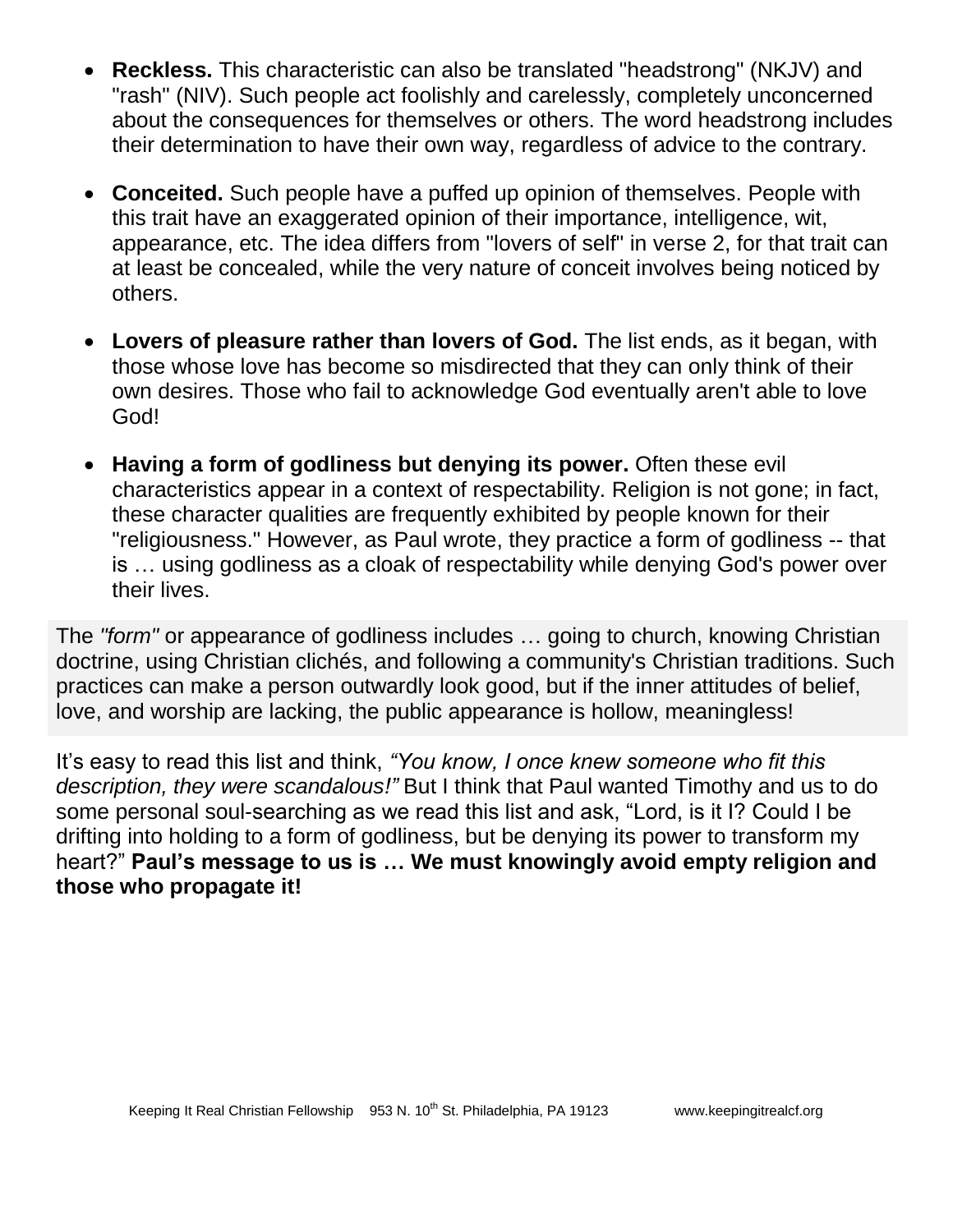- **Reckless.** This characteristic can also be translated "headstrong" (NKJV) and "rash" (NIV). Such people act foolishly and carelessly, completely unconcerned about the consequences for themselves or others. The word headstrong includes their determination to have their own way, regardless of advice to the contrary.

- **Conceited.** Such people have a puffed up opinion of themselves. People with this trait have an exaggerated opinion of their importance, intelligence, wit, appearance, etc. The idea differs from "lovers of self" in verse 2, for that trait can at least be concealed, while the very nature of conceit involves being noticed by others.

- **Lovers of pleasure rather than lovers of God.** The list ends, as it began, with those whose love has become so misdirected that they can only think of their own desires. Those who fail to acknowledge God eventually aren't able to love God!

- **Having a form of godliness but denying its power.** Often these evil characteristics appear in a context of respectability. Religion is not gone; in fact, these character qualities are frequently exhibited by people known for their "religiousness." However, as Paul wrote, they practice a form of godliness -- that is … using godliness as a cloak of respectability while denying God's power over their lives.

The *"form"* or appearance of godliness includes … going to church, knowing Christian doctrine, using Christian clichés, and following a community's Christian traditions. Such practices can make a person outwardly look good, but if the inner attitudes of belief, love, and worship are lacking, the public appearance is hollow, meaningless!

It's easy to read this list and think, *"You know, I once knew someone who fit this description, they were scandalous!"* But I think that Paul wanted Timothy and us to do some personal soul-searching as we read this list and ask, "Lord, is it I? Could I be drifting into holding to a form of godliness, but be denying its power to transform my heart?" **Paul's message to us is … We must knowingly avoid empty religion and those who propagate it!**